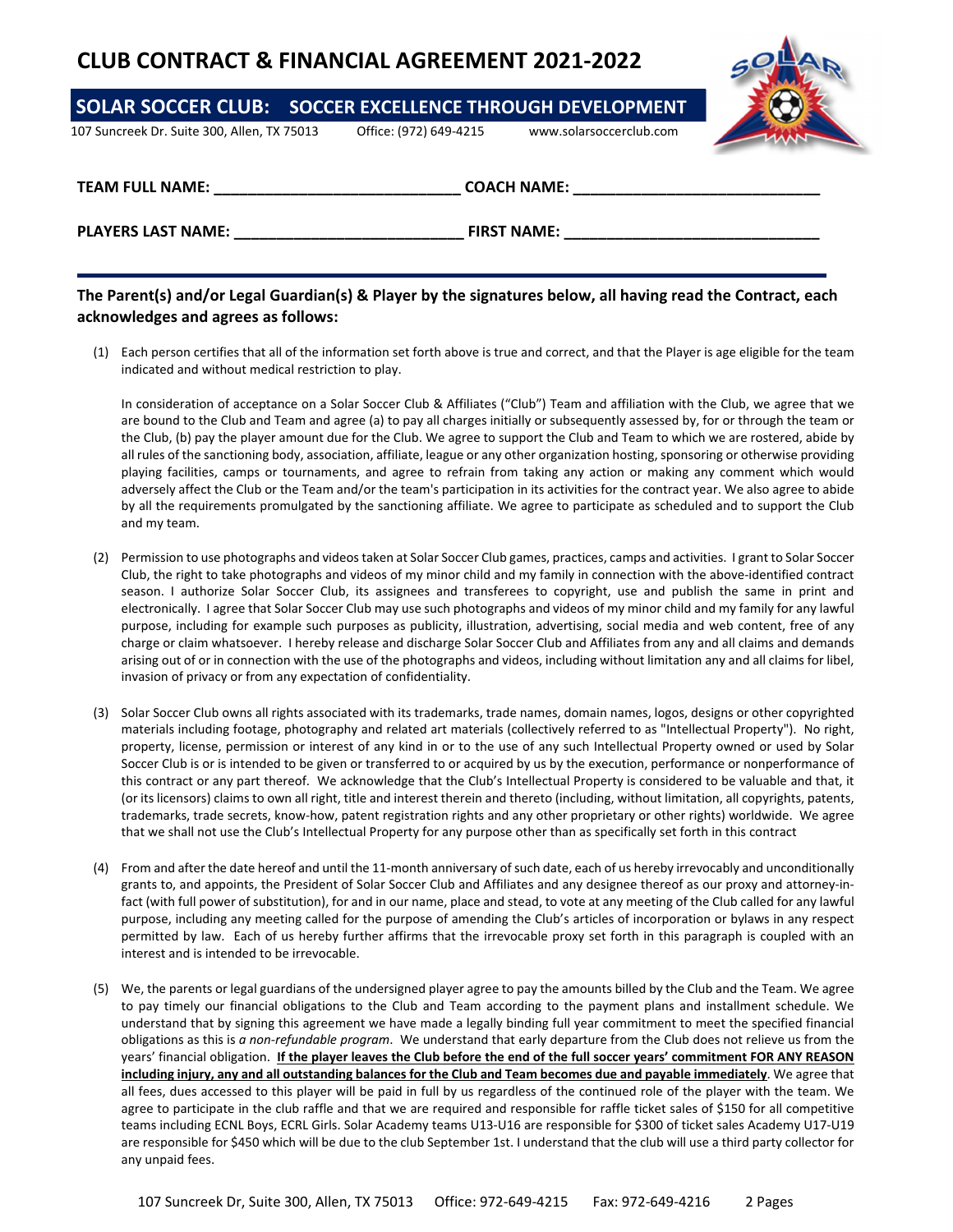# CLUB CONTRACT & FINANCIAL AGREEMENT 2021-2022

## SOLAR SOCCER CLUB: SOCCER EXCELLENCE THROUGH DEVELOPMENT

107 Suncreek Dr. Suite 300, Allen, TX 75013 Office: (972) 649-4215 www.solarsoccerclub.com

**TEAM FULL NAME:** ____________________________ **COACH NAME:** ____________________________

**PLAYERS LAST NAME:** __________________________ **FIRST NAME:** ____________________________

---

**The Parent(s) and/or Legal Guardian(s) & Player by the signatures below, all having read the Contract, each acknowledges and agrees as follows:**

(1) Each person certifies that all of the information set forth above is true and correct, and that the Player is age eligible for the team indicated and without medical restriction to play.

In consideration of acceptance on a Solar Soccer Club & Affiliates ("Club") Team and affiliation with the Club, we agree that we are bound to the Club and Team and agree (a) to pay all charges initially or subsequently assessed by, for or through the team or the Club, (b) pay the player amount due for the Club. We agree to support the Club and Team to which we are rostered, abide by all rules of the sanctioning body, association, affiliate, league or any other organization hosting, sponsoring or otherwise providing playing facilities, camps or tournaments, and agree to refrain from taking any action or making any comment which would adversely affect the Club or the Team and/or the team's participation in its activities for the contract year. We also agree to abide by all the requirements promulgated by the sanctioning affiliate. We agree to participate as scheduled and to support the Club and my team.

(2) Permission to use photographs and videos taken at Solar Soccer Club games, practices, camps and activities. I grant to Solar Soccer Club, the right to take photographs and videos of my minor child and my family in connection with the above-identified contract season. I authorize Solar Soccer Club, its assignees and transferees to copyright, use and publish the same in print and electronically. I agree that Solar Soccer Club may use such photographs and videos of my minor child and my family for any lawful purpose, including for example such purposes as publicity, illustration, advertising, social media and web content, free of any charge or claim whatsoever. I hereby release and discharge Solar Soccer Club and Affiliates from any and all claims and demands arising out of or in connection with the use of the photographs and videos, including without limitation any and all claims for libel, invasion of privacy or from any expectation of confidentiality.

(3) Solar Soccer Club owns all rights associated with its trademarks, trade names, domain names, logos, designs or other copyrighted materials including footage, photography and related art materials (collectively referred to as "Intellectual Property"). No right, property, license, permission or interest of any kind in or to the use of any such Intellectual Property owned or used by Solar Soccer Club is or is intended to be given or transferred to or acquired by us by the execution, performance or nonperformance of this contract or any part thereof. We acknowledge that the Club's Intellectual Property is considered to be valuable and that, it (or its licensors) claims to own all right, title and interest therein and thereto (including, without limitation, all copyrights, patents, trademarks, trade secrets, know-how, patent registration rights and any other proprietary or other rights) worldwide. We agree that we shall not use the Club's Intellectual Property for any purpose other than as specifically set forth in this contract

(4) From and after the date hereof and until the 11-month anniversary of such date, each of us hereby irrevocably and unconditionally grants to, and appoints, the President of Solar Soccer Club and Affiliates and any designee thereof as our proxy and attorney-in-fact (with full power of substitution), for and in our name, place and stead, to vote at any meeting of the Club called for any lawful purpose, including any meeting called for the purpose of amending the Club's articles of incorporation or bylaws in any respect permitted by law. Each of us hereby further affirms that the irrevocable proxy set forth in this paragraph is coupled with an interest and is intended to be irrevocable.

(5) We, the parents or legal guardians of the undersigned player agree to pay the amounts billed by the Club and the Team. We agree to pay timely our financial obligations to the Club and Team according to the payment plans and installment schedule. We understand that by signing this agreement we have made a legally binding full year commitment to meet the specified financial obligations as this is *a non-refundable program*. We understand that early departure from the Club does not relieve us from the years' financial obligation. **<u>If the player leaves the Club before the end of the full soccer years' commitment FOR ANY REASON including injury, any and all outstanding balances for the Club and Team becomes due and payable immediately</u>**. We agree that all fees, dues accessed to this player will be paid in full by us regardless of the continued role of the player with the team. We agree to participate in the club raffle and that we are required and responsible for raffle ticket sales of $150 for all competitive teams including ECNL Boys, ECRL Girls. Solar Academy teams U13-U16 are responsible for $300 of ticket sales Academy U17-U19 are responsible for $450 which will be due to the club September 1st. I understand that the club will use a third party collector for any unpaid fees.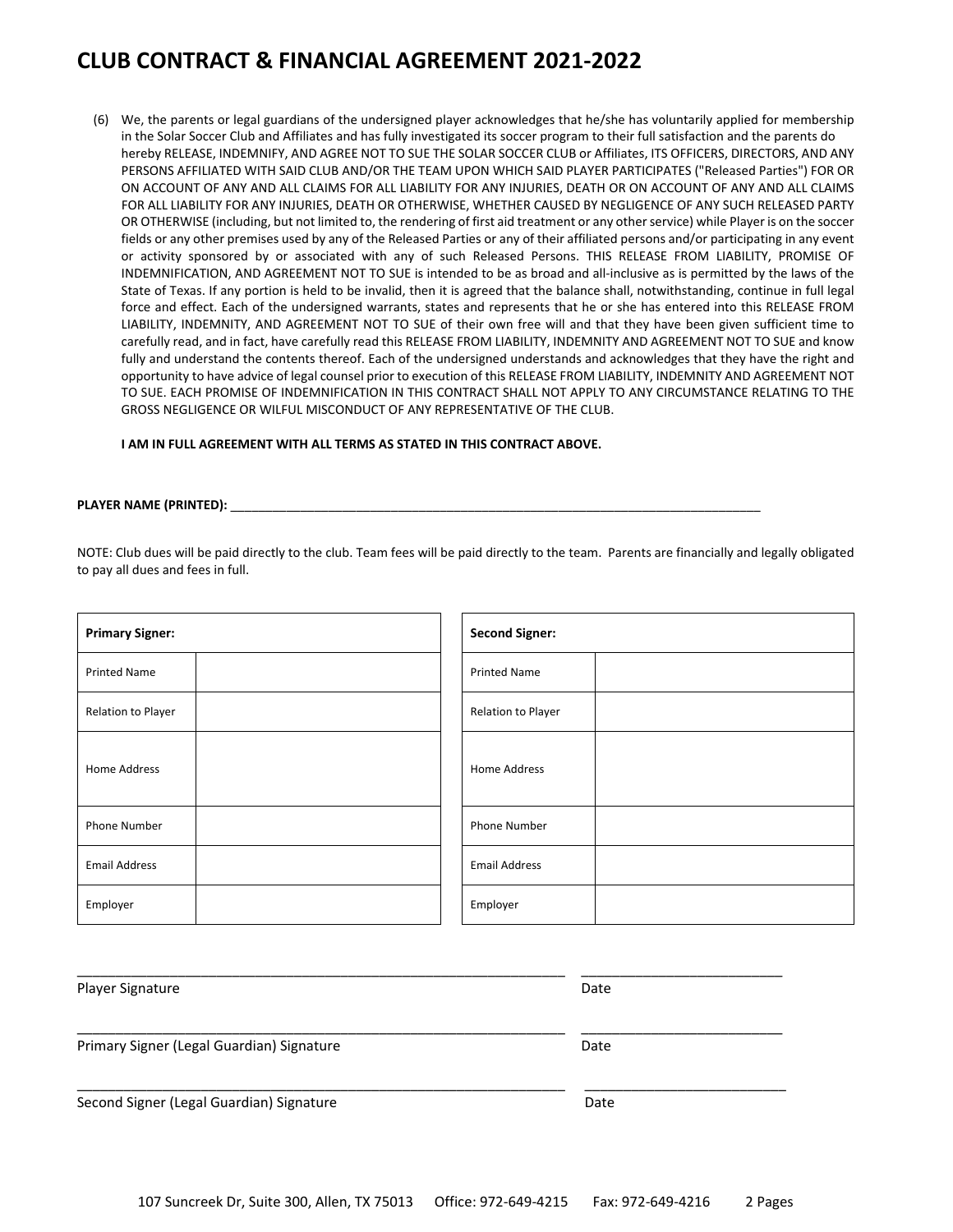# CLUB CONTRACT & FINANCIAL AGREEMENT 2021-2022

(6) We, the parents or legal guardians of the undersigned player acknowledges that he/she has voluntarily applied for membership in the Solar Soccer Club and Affiliates and has fully investigated its soccer program to their full satisfaction and the parents do hereby RELEASE, INDEMNIFY, AND AGREE NOT TO SUE THE SOLAR SOCCER CLUB or Affiliates, ITS OFFICERS, DIRECTORS, AND ANY PERSONS AFFILIATED WITH SAID CLUB AND/OR THE TEAM UPON WHICH SAID PLAYER PARTICIPATES ("Released Parties") FOR OR ON ACCOUNT OF ANY AND ALL CLAIMS FOR ALL LIABILITY FOR ANY INJURIES, DEATH OR ON ACCOUNT OF ANY AND ALL CLAIMS FOR ALL LIABILITY FOR ANY INJURIES, DEATH OR OTHERWISE, WHETHER CAUSED BY NEGLIGENCE OF ANY SUCH RELEASED PARTY OR OTHERWISE (including, but not limited to, the rendering of first aid treatment or any other service) while Player is on the soccer fields or any other premises used by any of the Released Parties or any of their affiliated persons and/or participating in any event or activity sponsored by or associated with any of such Released Persons. THIS RELEASE FROM LIABILITY, PROMISE OF INDEMNIFICATION, AND AGREEMENT NOT TO SUE is intended to be as broad and all-inclusive as is permitted by the laws of the State of Texas. If any portion is held to be invalid, then it is agreed that the balance shall, notwithstanding, continue in full legal force and effect. Each of the undersigned warrants, states and represents that he or she has entered into this RELEASE FROM LIABILITY, INDEMNITY, AND AGREEMENT NOT TO SUE of their own free will and that they have been given sufficient time to carefully read, and in fact, have carefully read this RELEASE FROM LIABILITY, INDEMNITY AND AGREEMENT NOT TO SUE and know fully and understand the contents thereof. Each of the undersigned understands and acknowledges that they have the right and opportunity to have advice of legal counsel prior to execution of this RELEASE FROM LIABILITY, INDEMNITY AND AGREEMENT NOT TO SUE. EACH PROMISE OF INDEMNIFICATION IN THIS CONTRACT SHALL NOT APPLY TO ANY CIRCUMSTANCE RELATING TO THE GROSS NEGLIGENCE OR WILFUL MISCONDUCT OF ANY REPRESENTATIVE OF THE CLUB.

**I AM IN FULL AGREEMENT WITH ALL TERMS AS STATED IN THIS CONTRACT ABOVE.**

**PLAYER NAME (PRINTED):** ____________________________________________

NOTE: Club dues will be paid directly to the club. Team fees will be paid directly to the team. Parents are financially and legally obligated to pay all dues and fees in full.

| **Primary Signer:** | |
|---|---|
| Printed Name | |
| Relation to Player | |
| Home Address | |
| Phone Number | |
| Email Address | |
| Employer | |

| **Second Signer:** | |
|---|---|
| Printed Name | |
| Relation to Player | |
| Home Address | |
| Phone Number | |
| Email Address | |
| Employer | |

____________________________________________ ____________________
Player Signature Date

____________________________________________ ____________________
Primary Signer (Legal Guardian) Signature Date

____________________________________________ ____________________
Second Signer (Legal Guardian) Signature Date

107 Suncreek Dr, Suite 300, Allen, TX 75013 Office: 972-649-4215 Fax: 972-649-4216 2 Pages